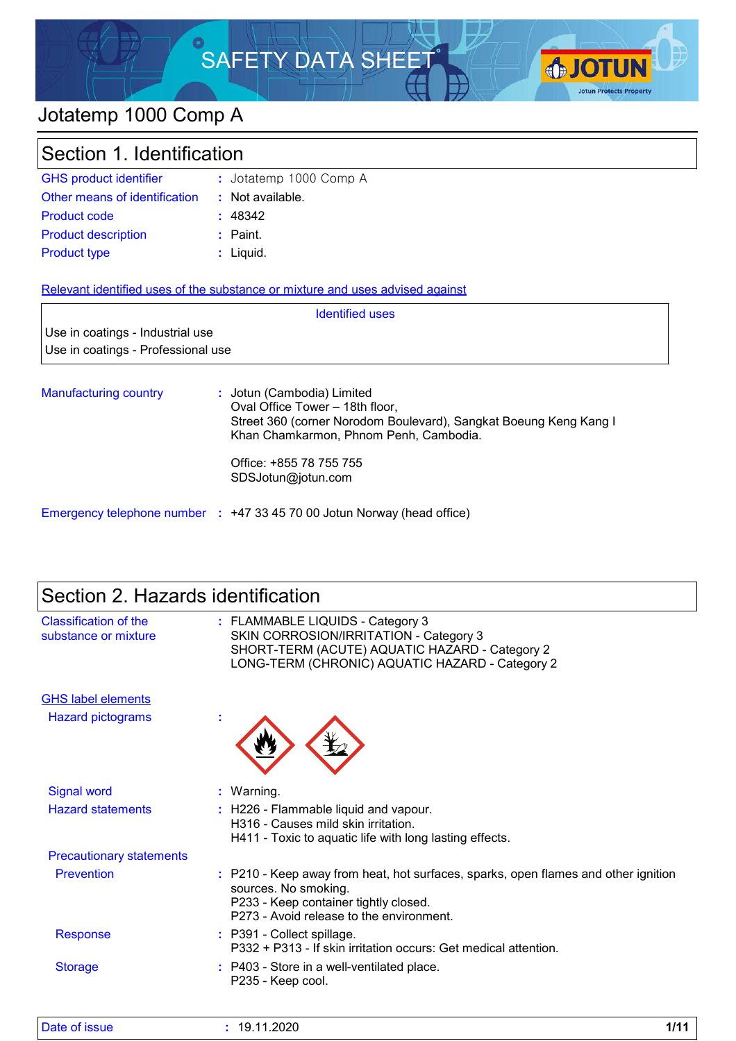# SAFETY DATA SHEET

# Jotatemp 1000 Comp A

## Section 1. Identification

| | | |
|---|---|---|
| GHS product identifier | : | Jotatemp 1000 Comp A |
| Other means of identification | : | Not available. |
| Product code | : | 48342 |
| Product description | : | Paint. |
| Product type | : | Liquid. |

**Relevant identified uses of the substance or mixture and uses advised against**

| Identified uses |
|---|
| Use in coatings - Industrial use |
| Use in coatings - Professional use |

**Manufacturing country** : Jotun (Cambodia) Limited
Oval Office Tower – 18th floor,
Street 360 (corner Norodom Boulevard), Sangkat Boeung Keng Kang I
Khan Chamkarmon, Phnom Penh, Cambodia.

Office: +855 78 755 755
SDSJotun@jotun.com

**Emergency telephone number** : +47 33 45 70 00 Jotun Norway (head office)

## Section 2. Hazards identification

**Classification of the substance or mixture** : FLAMMABLE LIQUIDS - Category 3
SKIN CORROSION/IRRITATION - Category 3
SHORT-TERM (ACUTE) AQUATIC HAZARD - Category 2
LONG-TERM (CHRONIC) AQUATIC HAZARD - Category 2

**GHS label elements**

**Hazard pictograms** :

**Signal word** : Warning.

**Hazard statements** : H226 - Flammable liquid and vapour.
H316 - Causes mild skin irritation.
H411 - Toxic to aquatic life with long lasting effects.

**Precautionary statements**

**Prevention** : P210 - Keep away from heat, hot surfaces, sparks, open flames and other ignition sources. No smoking.
P233 - Keep container tightly closed.
P273 - Avoid release to the environment.

**Response** : P391 - Collect spillage.
P332 + P313 - If skin irritation occurs: Get medical attention.

**Storage** : P403 - Store in a well-ventilated place.
P235 - Keep cool.

Date of issue : 19.11.2020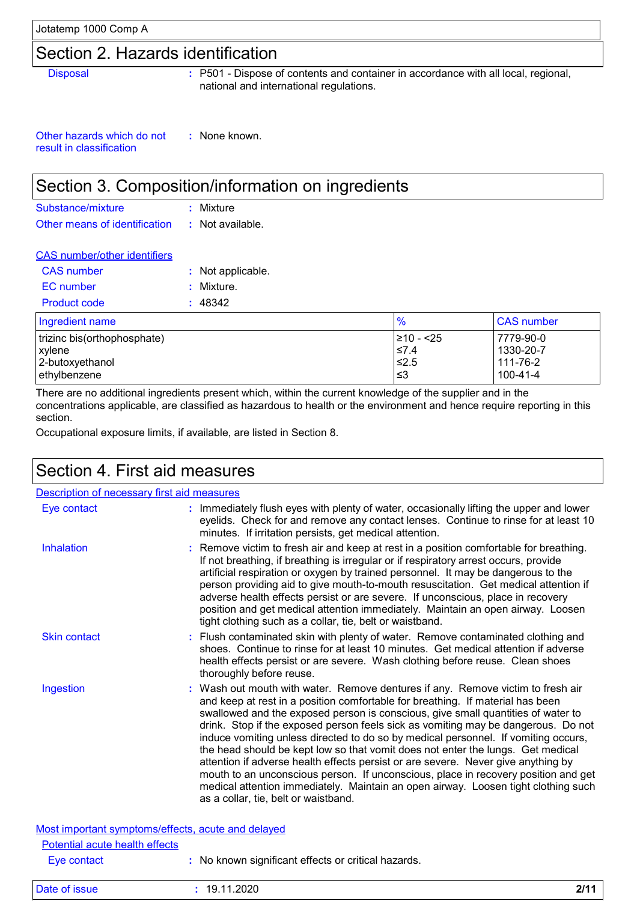## Section 2. Hazards identification

**Disposal** : P501 - Dispose of contents and container in accordance with all local, regional, national and international regulations.

**Other hazards which do not result in classification** : None known.

## Section 3. Composition/information on ingredients

**Substance/mixture** : Mixture

**Other means of identification** : Not available.

**CAS number/other identifiers**

**CAS number** : Not applicable.

**EC number** : Mixture.

**Product code** : 48342

| Ingredient name | % | CAS number |
|---|---|---|
| trizinc bis(orthophosphate) | ≥10 - <25 | 7779-90-0 |
| xylene | ≤7.4 | 1330-20-7 |
| 2-butoxyethanol | ≤2.5 | 111-76-2 |
| ethylbenzene | ≤3 | 100-41-4 |

There are no additional ingredients present which, within the current knowledge of the supplier and in the concentrations applicable, are classified as hazardous to health or the environment and hence require reporting in this section.

Occupational exposure limits, if available, are listed in Section 8.

## Section 4. First aid measures

**Description of necessary first aid measures**

**Eye contact** : Immediately flush eyes with plenty of water, occasionally lifting the upper and lower eyelids. Check for and remove any contact lenses. Continue to rinse for at least 10 minutes. If irritation persists, get medical attention.

**Inhalation** : Remove victim to fresh air and keep at rest in a position comfortable for breathing. If not breathing, if breathing is irregular or if respiratory arrest occurs, provide artificial respiration or oxygen by trained personnel. It may be dangerous to the person providing aid to give mouth-to-mouth resuscitation. Get medical attention if adverse health effects persist or are severe. If unconscious, place in recovery position and get medical attention immediately. Maintain an open airway. Loosen tight clothing such as a collar, tie, belt or waistband.

**Skin contact** : Flush contaminated skin with plenty of water. Remove contaminated clothing and shoes. Continue to rinse for at least 10 minutes. Get medical attention if adverse health effects persist or are severe. Wash clothing before reuse. Clean shoes thoroughly before reuse.

**Ingestion** : Wash out mouth with water. Remove dentures if any. Remove victim to fresh air and keep at rest in a position comfortable for breathing. If material has been swallowed and the exposed person is conscious, give small quantities of water to drink. Stop if the exposed person feels sick as vomiting may be dangerous. Do not induce vomiting unless directed to do so by medical personnel. If vomiting occurs, the head should be kept low so that vomit does not enter the lungs. Get medical attention if adverse health effects persist or are severe. Never give anything by mouth to an unconscious person. If unconscious, place in recovery position and get medical attention immediately. Maintain an open airway. Loosen tight clothing such as a collar, tie, belt or waistband.

**Most important symptoms/effects, acute and delayed**

**Potential acute health effects**

**Eye contact** : No known significant effects or critical hazards.

**Date of issue** : 19.11.2020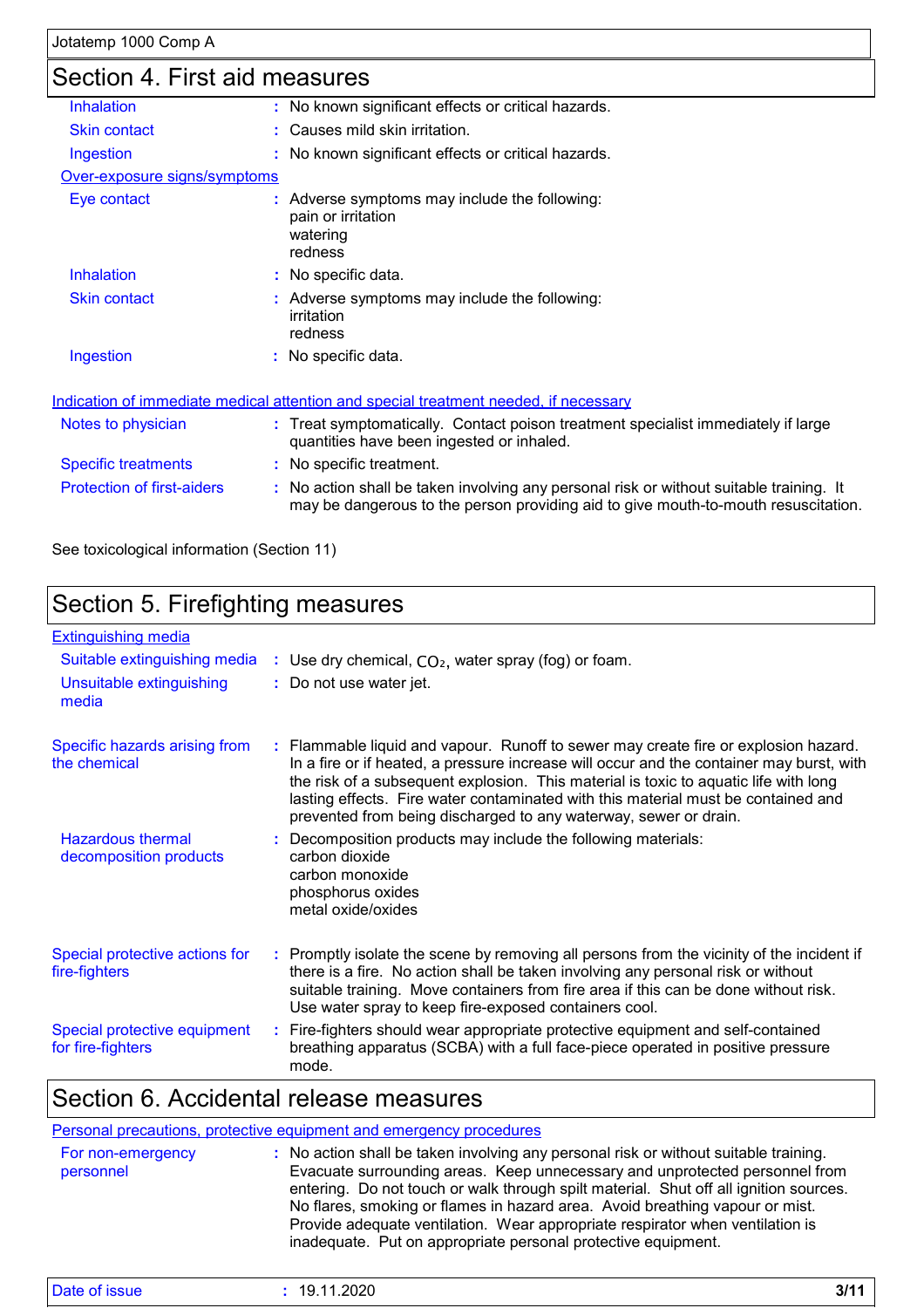## Section 4. First aid measures

| | |
|---|---|
| Inhalation | : No known significant effects or critical hazards. |
| Skin contact | : Causes mild skin irritation. |
| Ingestion | : No known significant effects or critical hazards. |

**Over-exposure signs/symptoms**

| | |
|---|---|
| Eye contact | : Adverse symptoms may include the following: pain or irritation watering redness |
| Inhalation | : No specific data. |
| Skin contact | : Adverse symptoms may include the following: irritation redness |
| Ingestion | : No specific data. |

**Indication of immediate medical attention and special treatment needed, if necessary**

| | |
|---|---|
| Notes to physician | : Treat symptomatically. Contact poison treatment specialist immediately if large quantities have been ingested or inhaled. |
| Specific treatments | : No specific treatment. |
| Protection of first-aiders | : No action shall be taken involving any personal risk or without suitable training. It may be dangerous to the person providing aid to give mouth-to-mouth resuscitation. |

See toxicological information (Section 11)

## Section 5. Firefighting measures

**Extinguishing media**

| | |
|---|---|
| Suitable extinguishing media | : Use dry chemical, $CO_2$, water spray (fog) or foam. |
| Unsuitable extinguishing media | : Do not use water jet. |

| | |
|---|---|
| Specific hazards arising from the chemical | : Flammable liquid and vapour. Runoff to sewer may create fire or explosion hazard. In a fire or if heated, a pressure increase will occur and the container may burst, with the risk of a subsequent explosion. This material is toxic to aquatic life with long lasting effects. Fire water contaminated with this material must be contained and prevented from being discharged to any waterway, sewer or drain. |
| Hazardous thermal decomposition products | : Decomposition products may include the following materials: carbon dioxide carbon monoxide phosphorus oxides metal oxide/oxides |
| Special protective actions for fire-fighters | : Promptly isolate the scene by removing all persons from the vicinity of the incident if there is a fire. No action shall be taken involving any personal risk or without suitable training. Move containers from fire area if this can be done without risk. Use water spray to keep fire-exposed containers cool. |
| Special protective equipment for fire-fighters | : Fire-fighters should wear appropriate protective equipment and self-contained breathing apparatus (SCBA) with a full face-piece operated in positive pressure mode. |

## Section 6. Accidental release measures

**Personal precautions, protective equipment and emergency procedures**

| | |
|---|---|
| For non-emergency personnel | : No action shall be taken involving any personal risk or without suitable training. Evacuate surrounding areas. Keep unnecessary and unprotected personnel from entering. Do not touch or walk through spilt material. Shut off all ignition sources. No flares, smoking or flames in hazard area. Avoid breathing vapour or mist. Provide adequate ventilation. Wear appropriate respirator when ventilation is inadequate. Put on appropriate personal protective equipment. |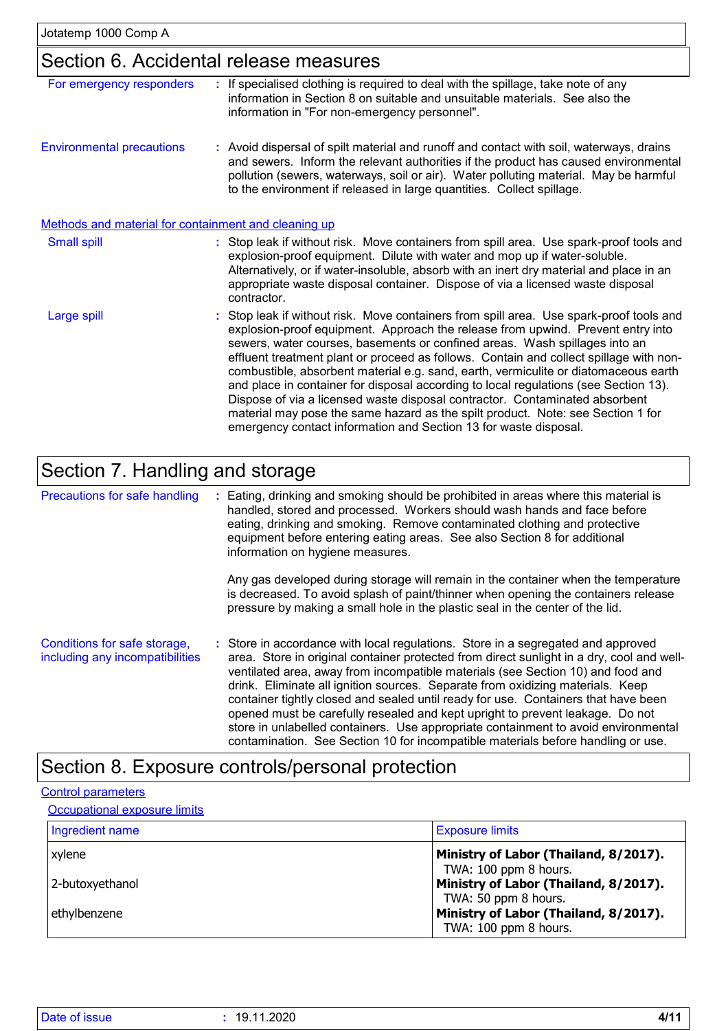## Section 6. Accidental release measures

**For emergency responders** : If specialised clothing is required to deal with the spillage, take note of any information in Section 8 on suitable and unsuitable materials. See also the information in "For non-emergency personnel".

**Environmental precautions** : Avoid dispersal of spilt material and runoff and contact with soil, waterways, drains and sewers. Inform the relevant authorities if the product has caused environmental pollution (sewers, waterways, soil or air). Water polluting material. May be harmful to the environment if released in large quantities. Collect spillage.

### Methods and material for containment and cleaning up

**Small spill** : Stop leak if without risk. Move containers from spill area. Use spark-proof tools and explosion-proof equipment. Dilute with water and mop up if water-soluble. Alternatively, or if water-insoluble, absorb with an inert dry material and place in an appropriate waste disposal container. Dispose of via a licensed waste disposal contractor.

**Large spill** : Stop leak if without risk. Move containers from spill area. Use spark-proof tools and explosion-proof equipment. Approach the release from upwind. Prevent entry into sewers, water courses, basements or confined areas. Wash spillages into an effluent treatment plant or proceed as follows. Contain and collect spillage with non-combustible, absorbent material e.g. sand, earth, vermiculite or diatomaceous earth and place in container for disposal according to local regulations (see Section 13). Dispose of via a licensed waste disposal contractor. Contaminated absorbent material may pose the same hazard as the spilt product. Note: see Section 1 for emergency contact information and Section 13 for waste disposal.

## Section 7. Handling and storage

**Precautions for safe handling** : Eating, drinking and smoking should be prohibited in areas where this material is handled, stored and processed. Workers should wash hands and face before eating, drinking and smoking. Remove contaminated clothing and protective equipment before entering eating areas. See also Section 8 for additional information on hygiene measures.

Any gas developed during storage will remain in the container when the temperature is decreased. To avoid splash of paint/thinner when opening the containers release pressure by making a small hole in the plastic seal in the center of the lid.

**Conditions for safe storage, including any incompatibilities** : Store in accordance with local regulations. Store in a segregated and approved area. Store in original container protected from direct sunlight in a dry, cool and well-ventilated area, away from incompatible materials (see Section 10) and food and drink. Eliminate all ignition sources. Separate from oxidizing materials. Keep container tightly closed and sealed until ready for use. Containers that have been opened must be carefully resealed and kept upright to prevent leakage. Do not store in unlabelled containers. Use appropriate containment to avoid environmental contamination. See Section 10 for incompatible materials before handling or use.

## Section 8. Exposure controls/personal protection

### Control parameters

#### Occupational exposure limits

| Ingredient name | Exposure limits |
|---|---|
| xylene | **Ministry of Labor (Thailand, 8/2017).** TWA: 100 ppm 8 hours. |
| 2-butoxyethanol | **Ministry of Labor (Thailand, 8/2017).** TWA: 50 ppm 8 hours. |
| ethylbenzene | **Ministry of Labor (Thailand, 8/2017).** TWA: 100 ppm 8 hours. |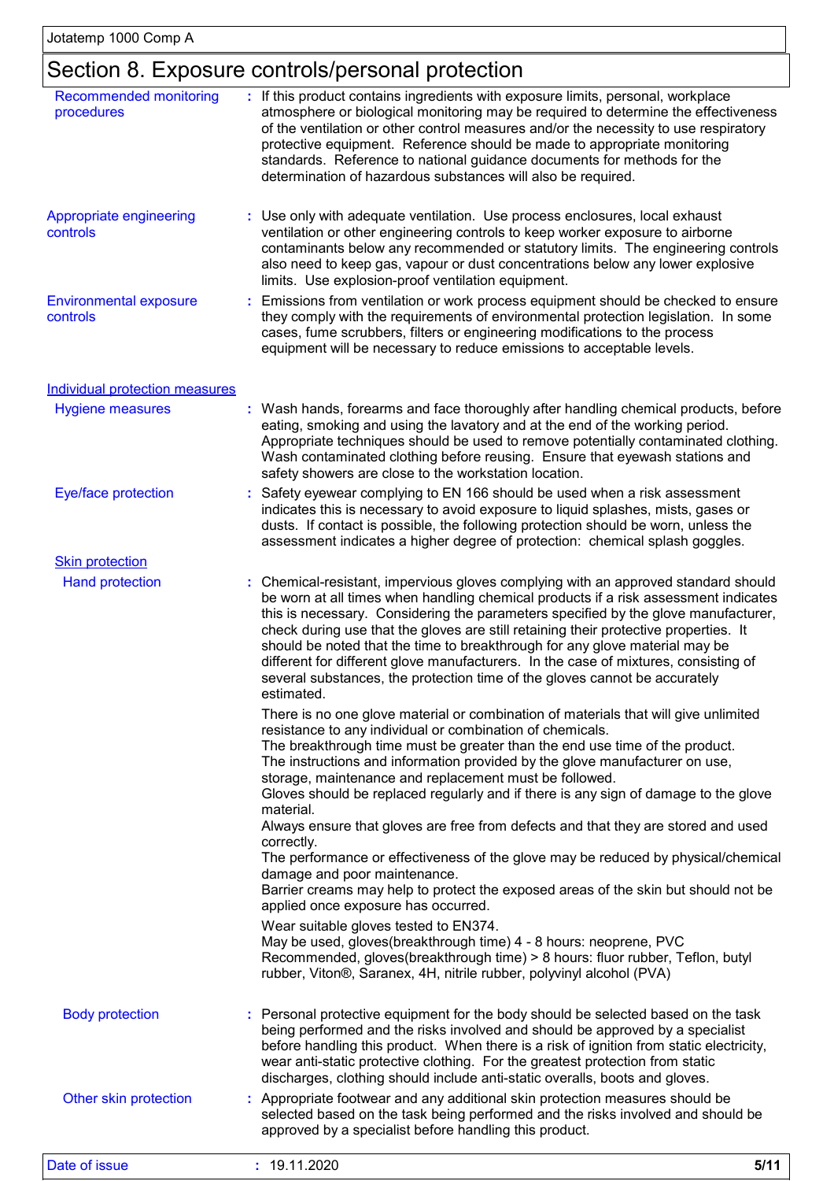## Section 8. Exposure controls/personal protection

**Recommended monitoring procedures** : If this product contains ingredients with exposure limits, personal, workplace atmosphere or biological monitoring may be required to determine the effectiveness of the ventilation or other control measures and/or the necessity to use respiratory protective equipment. Reference should be made to appropriate monitoring standards. Reference to national guidance documents for methods for the determination of hazardous substances will also be required.

**Appropriate engineering controls** : Use only with adequate ventilation. Use process enclosures, local exhaust ventilation or other engineering controls to keep worker exposure to airborne contaminants below any recommended or statutory limits. The engineering controls also need to keep gas, vapour or dust concentrations below any lower explosive limits. Use explosion-proof ventilation equipment.

**Environmental exposure controls** : Emissions from ventilation or work process equipment should be checked to ensure they comply with the requirements of environmental protection legislation. In some cases, fume scrubbers, filters or engineering modifications to the process equipment will be necessary to reduce emissions to acceptable levels.

### Individual protection measures

**Hygiene measures** : Wash hands, forearms and face thoroughly after handling chemical products, before eating, smoking and using the lavatory and at the end of the working period. Appropriate techniques should be used to remove potentially contaminated clothing. Wash contaminated clothing before reusing. Ensure that eyewash stations and safety showers are close to the workstation location.

**Eye/face protection** : Safety eyewear complying to EN 166 should be used when a risk assessment indicates this is necessary to avoid exposure to liquid splashes, mists, gases or dusts. If contact is possible, the following protection should be worn, unless the assessment indicates a higher degree of protection: chemical splash goggles.

#### Skin protection

**Hand protection** : Chemical-resistant, impervious gloves complying with an approved standard should be worn at all times when handling chemical products if a risk assessment indicates this is necessary. Considering the parameters specified by the glove manufacturer, check during use that the gloves are still retaining their protective properties. It should be noted that the time to breakthrough for any glove material may be different for different glove manufacturers. In the case of mixtures, consisting of several substances, the protection time of the gloves cannot be accurately estimated.

There is no one glove material or combination of materials that will give unlimited resistance to any individual or combination of chemicals.
The breakthrough time must be greater than the end use time of the product.
The instructions and information provided by the glove manufacturer on use, storage, maintenance and replacement must be followed.
Gloves should be replaced regularly and if there is any sign of damage to the glove material.
Always ensure that gloves are free from defects and that they are stored and used correctly.
The performance or effectiveness of the glove may be reduced by physical/chemical damage and poor maintenance.
Barrier creams may help to protect the exposed areas of the skin but should not be applied once exposure has occurred.

Wear suitable gloves tested to EN374.
May be used, gloves(breakthrough time) 4 - 8 hours: neoprene, PVC
Recommended, gloves(breakthrough time) > 8 hours: fluor rubber, Teflon, butyl rubber, Viton®, Saranex, 4H, nitrile rubber, polyvinyl alcohol (PVA)

**Body protection** : Personal protective equipment for the body should be selected based on the task being performed and the risks involved and should be approved by a specialist before handling this product. When there is a risk of ignition from static electricity, wear anti-static protective clothing. For the greatest protection from static discharges, clothing should include anti-static overalls, boots and gloves.

**Other skin protection** : Appropriate footwear and any additional skin protection measures should be selected based on the task being performed and the risks involved and should be approved by a specialist before handling this product.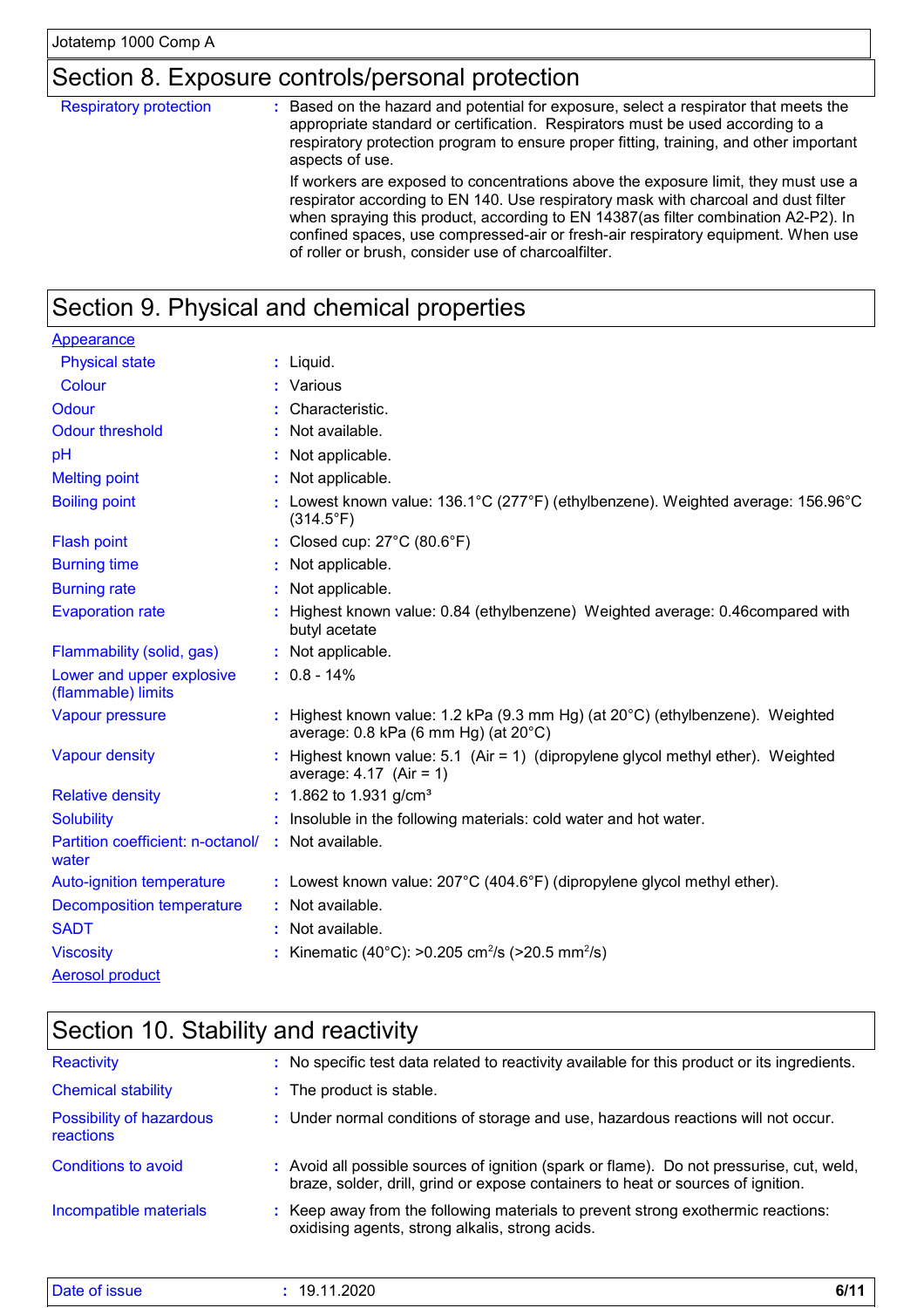## Section 8. Exposure controls/personal protection

| | |
|---|---|
| Respiratory protection | : Based on the hazard and potential for exposure, select a respirator that meets the appropriate standard or certification. Respirators must be used according to a respiratory protection program to ensure proper fitting, training, and other important aspects of use.<br><br>If workers are exposed to concentrations above the exposure limit, they must use a respirator according to EN 140. Use respiratory mask with charcoal and dust filter when spraying this product, according to EN 14387(as filter combination A2-P2). In confined spaces, use compressed-air or fresh-air respiratory equipment. When use of roller or brush, consider use of charcoalfilter. |

## Section 9. Physical and chemical properties

| | |
|---|---|
| **Appearance** | |
| Physical state | : Liquid. |
| Colour | : Various |
| Odour | : Characteristic. |
| Odour threshold | : Not available. |
| pH | : Not applicable. |
| Melting point | : Not applicable. |
| Boiling point | : Lowest known value: 136.1°C (277°F) (ethylbenzene). Weighted average: 156.96°C (314.5°F) |
| Flash point | : Closed cup: 27°C (80.6°F) |
| Burning time | : Not applicable. |
| Burning rate | : Not applicable. |
| Evaporation rate | : Highest known value: 0.84 (ethylbenzene) Weighted average: 0.46compared with butyl acetate |
| Flammability (solid, gas) | : Not applicable. |
| Lower and upper explosive (flammable) limits | : 0.8 - 14% |
| Vapour pressure | : Highest known value: 1.2 kPa (9.3 mm Hg) (at 20°C) (ethylbenzene). Weighted average: 0.8 kPa (6 mm Hg) (at 20°C) |
| Vapour density | : Highest known value: 5.1 (Air = 1) (dipropylene glycol methyl ether). Weighted average: 4.17 (Air = 1) |
| Relative density | : 1.862 to 1.931 g/cm³ |
| Solubility | : Insoluble in the following materials: cold water and hot water. |
| Partition coefficient: n-octanol/water | : Not available. |
| Auto-ignition temperature | : Lowest known value: 207°C (404.6°F) (dipropylene glycol methyl ether). |
| Decomposition temperature | : Not available. |
| SADT | : Not available. |
| Viscosity | : Kinematic (40°C): >0.205 $cm^2/s$ (>20.5 $mm^2/s$) |
| **Aerosol product** | |

## Section 10. Stability and reactivity

| | |
|---|---|
| Reactivity | : No specific test data related to reactivity available for this product or its ingredients. |
| Chemical stability | : The product is stable. |
| Possibility of hazardous reactions | : Under normal conditions of storage and use, hazardous reactions will not occur. |
| Conditions to avoid | : Avoid all possible sources of ignition (spark or flame). Do not pressurise, cut, weld, braze, solder, drill, grind or expose containers to heat or sources of ignition. |
| Incompatible materials | : Keep away from the following materials to prevent strong exothermic reactions: oxidising agents, strong alkalis, strong acids. |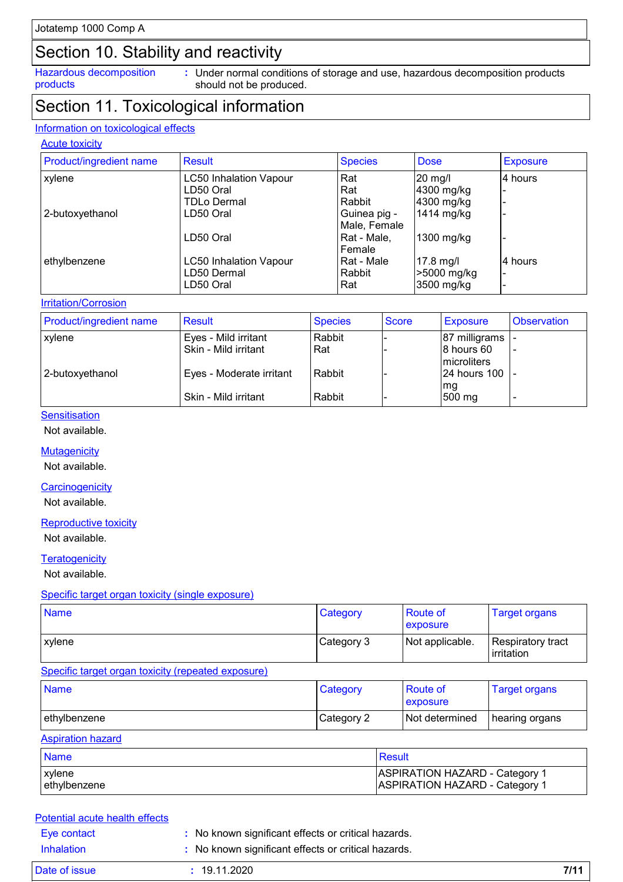## Section 10. Stability and reactivity

**Hazardous decomposition products** : Under normal conditions of storage and use, hazardous decomposition products should not be produced.

## Section 11. Toxicological information

### Information on toxicological effects

#### Acute toxicity

| Product/ingredient name | Result | Species | Dose | Exposure |
|---|---|---|---|---|
| xylene | LC50 Inhalation Vapour | Rat | 20 mg/l | 4 hours |
| | LD50 Oral | Rat | 4300 mg/kg | - |
| | TDLo Dermal | Rabbit | 4300 mg/kg | - |
| 2-butoxyethanol | LD50 Oral | Guinea pig - Male, Female | 1414 mg/kg | - |
| | LD50 Oral | Rat - Male, Female | 1300 mg/kg | - |
| ethylbenzene | LC50 Inhalation Vapour | Rat - Male | 17.8 mg/l | 4 hours |
| | LD50 Dermal | Rabbit | >5000 mg/kg | - |
| | LD50 Oral | Rat | 3500 mg/kg | - |

#### Irritation/Corrosion

| Product/ingredient name | Result | Species | Score | Exposure | Observation |
|---|---|---|---|---|---|
| xylene | Eyes - Mild irritant | Rabbit | - | 87 milligrams | - |
| | Skin - Mild irritant | Rat | - | 8 hours 60 microliters | - |
| 2-butoxyethanol | Eyes - Moderate irritant | Rabbit | - | 24 hours 100 mg | - |
| | Skin - Mild irritant | Rabbit | - | 500 mg | - |

#### Sensitisation

Not available.

#### Mutagenicity

Not available.

#### Carcinogenicity

Not available.

#### Reproductive toxicity

Not available.

#### Teratogenicity

Not available.

#### Specific target organ toxicity (single exposure)

| Name | Category | Route of exposure | Target organs |
|---|---|---|---|
| xylene | Category 3 | Not applicable. | Respiratory tract irritation |

#### Specific target organ toxicity (repeated exposure)

| Name | Category | Route of exposure | Target organs |
|---|---|---|---|
| ethylbenzene | Category 2 | Not determined | hearing organs |

#### Aspiration hazard

| Name | Result |
|---|---|
| xylene | ASPIRATION HAZARD - Category 1 |
| ethylbenzene | ASPIRATION HAZARD - Category 1 |

### Potential acute health effects

**Eye contact** : No known significant effects or critical hazards.

**Inhalation** : No known significant effects or critical hazards.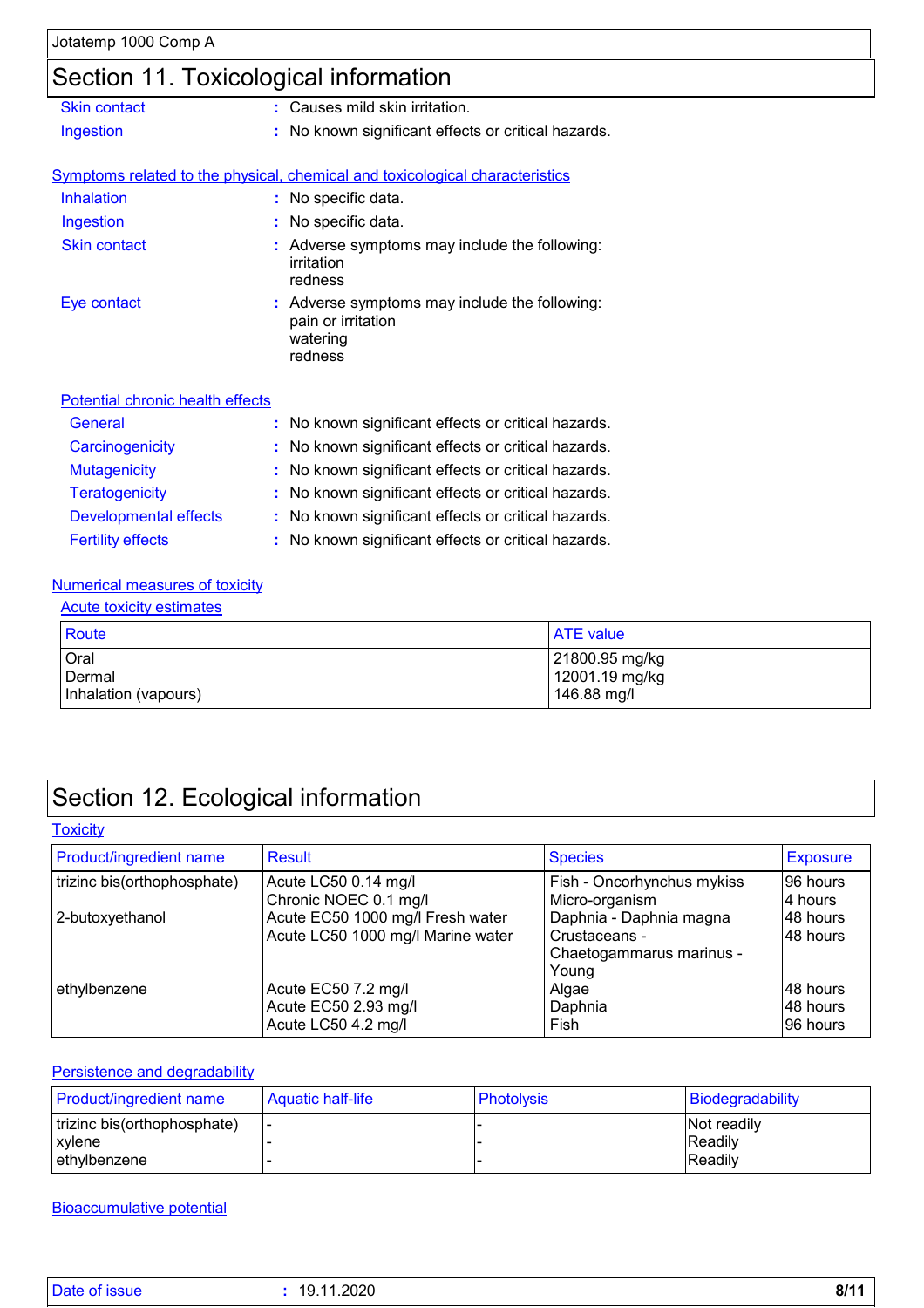## Section 11. Toxicological information

**Skin contact** : Causes mild skin irritation.

**Ingestion** : No known significant effects or critical hazards.

### Symptoms related to the physical, chemical and toxicological characteristics

**Inhalation** : No specific data.

**Ingestion** : No specific data.

**Skin contact** : Adverse symptoms may include the following:
irritation
redness

**Eye contact** : Adverse symptoms may include the following:
pain or irritation
watering
redness

### Potential chronic health effects

**General** : No known significant effects or critical hazards.

**Carcinogenicity** : No known significant effects or critical hazards.

**Mutagenicity** : No known significant effects or critical hazards.

**Teratogenicity** : No known significant effects or critical hazards.

**Developmental effects** : No known significant effects or critical hazards.

**Fertility effects** : No known significant effects or critical hazards.

### Numerical measures of toxicity

#### Acute toxicity estimates

| Route | ATE value |
|---|---|
| Oral | 21800.95 mg/kg |
| Dermal | 12001.19 mg/kg |
| Inhalation (vapours) | 146.88 mg/l |

## Section 12. Ecological information

### Toxicity

| Product/ingredient name | Result | Species | Exposure |
|---|---|---|---|
| trizinc bis(orthophosphate) | Acute LC50 0.14 mg/l | Fish - Oncorhynchus mykiss | 96 hours |
| | Chronic NOEC 0.1 mg/l | Micro-organism | 4 hours |
| 2-butoxyethanol | Acute EC50 1000 mg/l Fresh water | Daphnia - Daphnia magna | 48 hours |
| | Acute LC50 1000 mg/l Marine water | Crustaceans - Chaetogammarus marinus - Young | 48 hours |
| ethylbenzene | Acute EC50 7.2 mg/l | Algae | 48 hours |
| | Acute EC50 2.93 mg/l | Daphnia | 48 hours |
| | Acute LC50 4.2 mg/l | Fish | 96 hours |

### Persistence and degradability

| Product/ingredient name | Aquatic half-life | Photolysis | Biodegradability |
|---|---|---|---|
| trizinc bis(orthophosphate) | - | - | Not readily |
| xylene | - | - | Readily |
| ethylbenzene | - | - | Readily |

### Bioaccumulative potential

Date of issue : 19.11.2020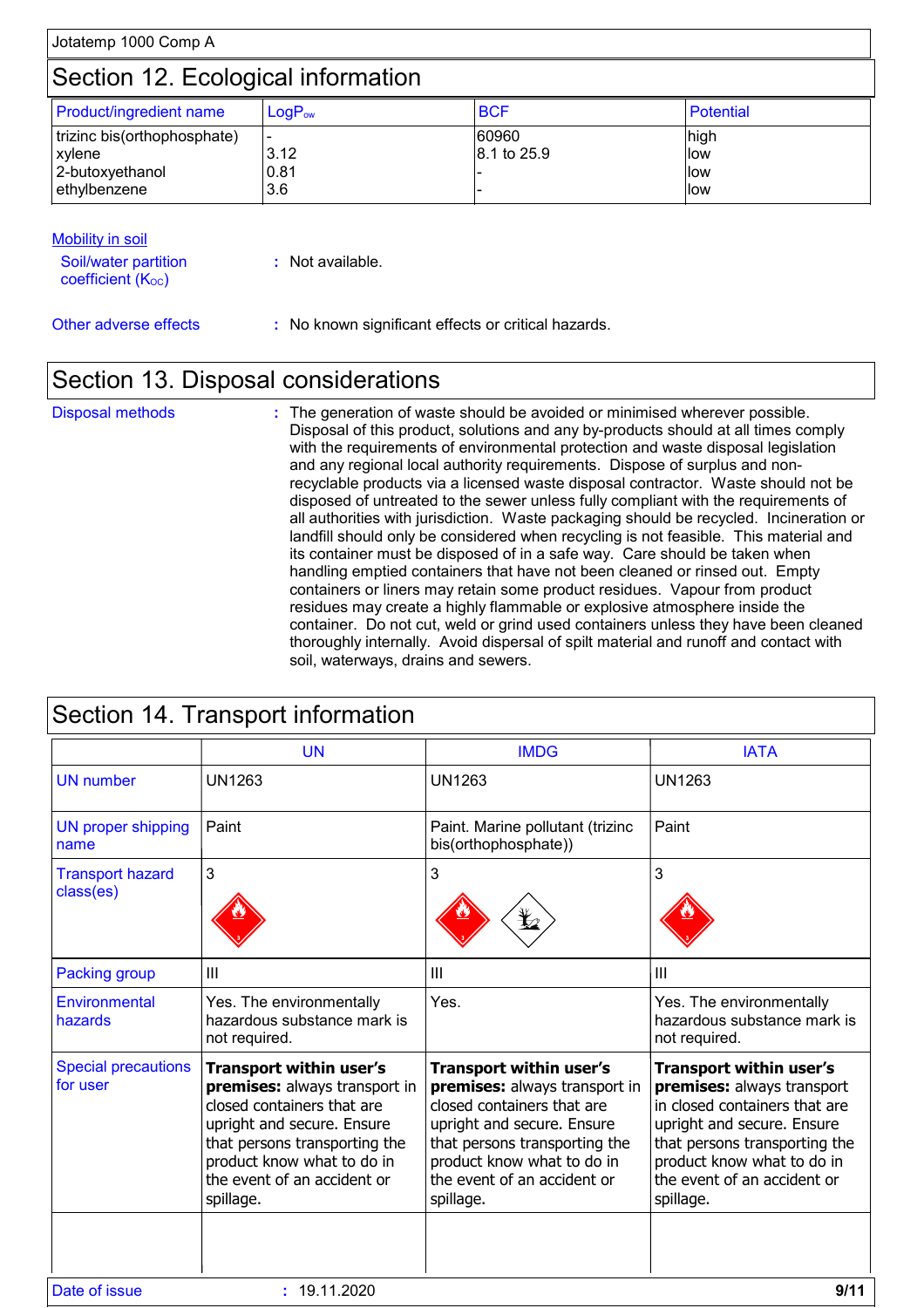## Section 12. Ecological information

| Product/ingredient name | $LogP_{ow}$ | BCF | Potential |
|---|---|---|---|
| trizinc bis(orthophosphate) | - | 60960 | high |
| xylene | 3.12 | 8.1 to 25.9 | low |
| 2-butoxyethanol | 0.81 | - | low |
| ethylbenzene | 3.6 | - | low |

**Mobility in soil**

Soil/water partition coefficient ($K_{OC}$) : Not available.

**Other adverse effects** : No known significant effects or critical hazards.

## Section 13. Disposal considerations

**Disposal methods** : The generation of waste should be avoided or minimised wherever possible. Disposal of this product, solutions and any by-products should at all times comply with the requirements of environmental protection and waste disposal legislation and any regional local authority requirements. Dispose of surplus and non-recyclable products via a licensed waste disposal contractor. Waste should not be disposed of untreated to the sewer unless fully compliant with the requirements of all authorities with jurisdiction. Waste packaging should be recycled. Incineration or landfill should only be considered when recycling is not feasible. This material and its container must be disposed of in a safe way. Care should be taken when handling emptied containers that have not been cleaned or rinsed out. Empty containers or liners may retain some product residues. Vapour from product residues may create a highly flammable or explosive atmosphere inside the container. Do not cut, weld or grind used containers unless they have been cleaned thoroughly internally. Avoid dispersal of spilt material and runoff and contact with soil, waterways, drains and sewers.

## Section 14. Transport information

| | UN | IMDG | IATA |
|---|---|---|---|
| UN number | UN1263 | UN1263 | UN1263 |
| UN proper shipping name | Paint | Paint. Marine pollutant (trizinc bis(orthophosphate)) | Paint |
| Transport hazard class(es) | 3 | 3 | 3 |
| Packing group | III | III | III |
| Environmental hazards | Yes. The environmentally hazardous substance mark is not required. | Yes. | Yes. The environmentally hazardous substance mark is not required. |
| Special precautions for user | **Transport within user's premises:** always transport in closed containers that are upright and secure. Ensure that persons transporting the product know what to do in the event of an accident or spillage. | **Transport within user's premises:** always transport in closed containers that are upright and secure. Ensure that persons transporting the product know what to do in the event of an accident or spillage. | **Transport within user's premises:** always transport in closed containers that are upright and secure. Ensure that persons transporting the product know what to do in the event of an accident or spillage. |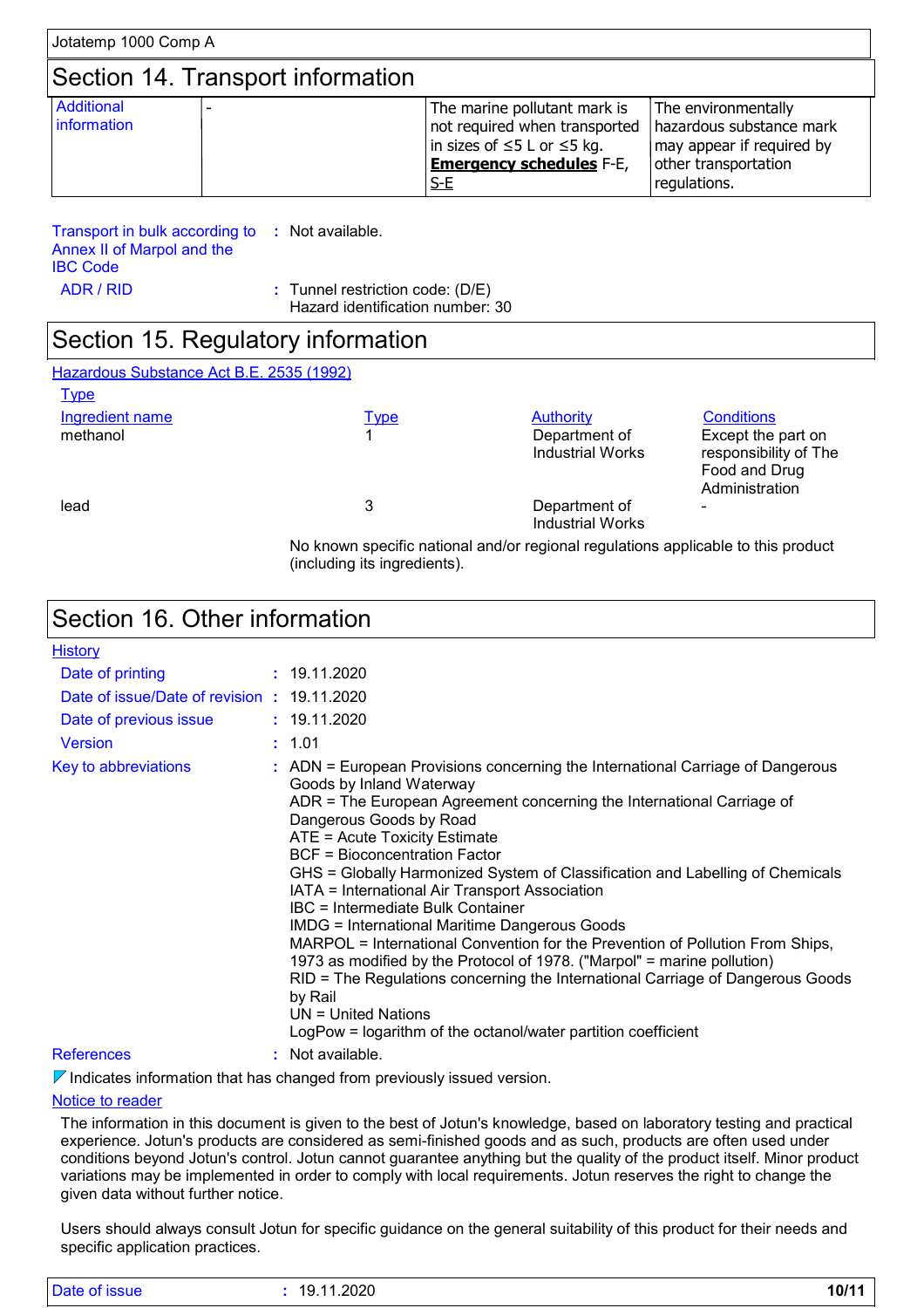## Section 14. Transport information

| Additional information | - | The marine pollutant mark is not required when transported in sizes of ≤5 L or ≤5 kg. **Emergency schedules** F-E, S-E | The environmentally hazardous substance mark may appear if required by other transportation regulations. |
|---|---|---|---|

**Transport in bulk according to Annex II of Marpol and the IBC Code** : Not available.

**ADR / RID** : Tunnel restriction code: (D/E)
Hazard identification number: 30

## Section 15. Regulatory information

**Hazardous Substance Act B.E. 2535 (1992)**

**Type**

| Ingredient name | Type | Authority | Conditions |
|---|---|---|---|
| methanol | 1 | Department of Industrial Works | Except the part on responsibility of The Food and Drug Administration |
| lead | 3 | Department of Industrial Works | - |

No known specific national and/or regional regulations applicable to this product (including its ingredients).

## Section 16. Other information

**History**

**Date of printing** : 19.11.2020

**Date of issue/Date of revision** : 19.11.2020

**Date of previous issue** : 19.11.2020

**Version** : 1.01

**Key to abbreviations** :
ADN = European Provisions concerning the International Carriage of Dangerous Goods by Inland Waterway
ADR = The European Agreement concerning the International Carriage of Dangerous Goods by Road
ATE = Acute Toxicity Estimate
BCF = Bioconcentration Factor
GHS = Globally Harmonized System of Classification and Labelling of Chemicals
IATA = International Air Transport Association
IBC = Intermediate Bulk Container
IMDG = International Maritime Dangerous Goods
MARPOL = International Convention for the Prevention of Pollution From Ships, 1973 as modified by the Protocol of 1978. ("Marpol" = marine pollution)
RID = The Regulations concerning the International Carriage of Dangerous Goods by Rail
UN = United Nations
LogPow = logarithm of the octanol/water partition coefficient

**References** : Not available.

Indicates information that has changed from previously issued version.

**Notice to reader**

The information in this document is given to the best of Jotun's knowledge, based on laboratory testing and practical experience. Jotun's products are considered as semi-finished goods and as such, products are often used under conditions beyond Jotun's control. Jotun cannot guarantee anything but the quality of the product itself. Minor product variations may be implemented in order to comply with local requirements. Jotun reserves the right to change the given data without further notice.

Users should always consult Jotun for specific guidance on the general suitability of this product for their needs and specific application practices.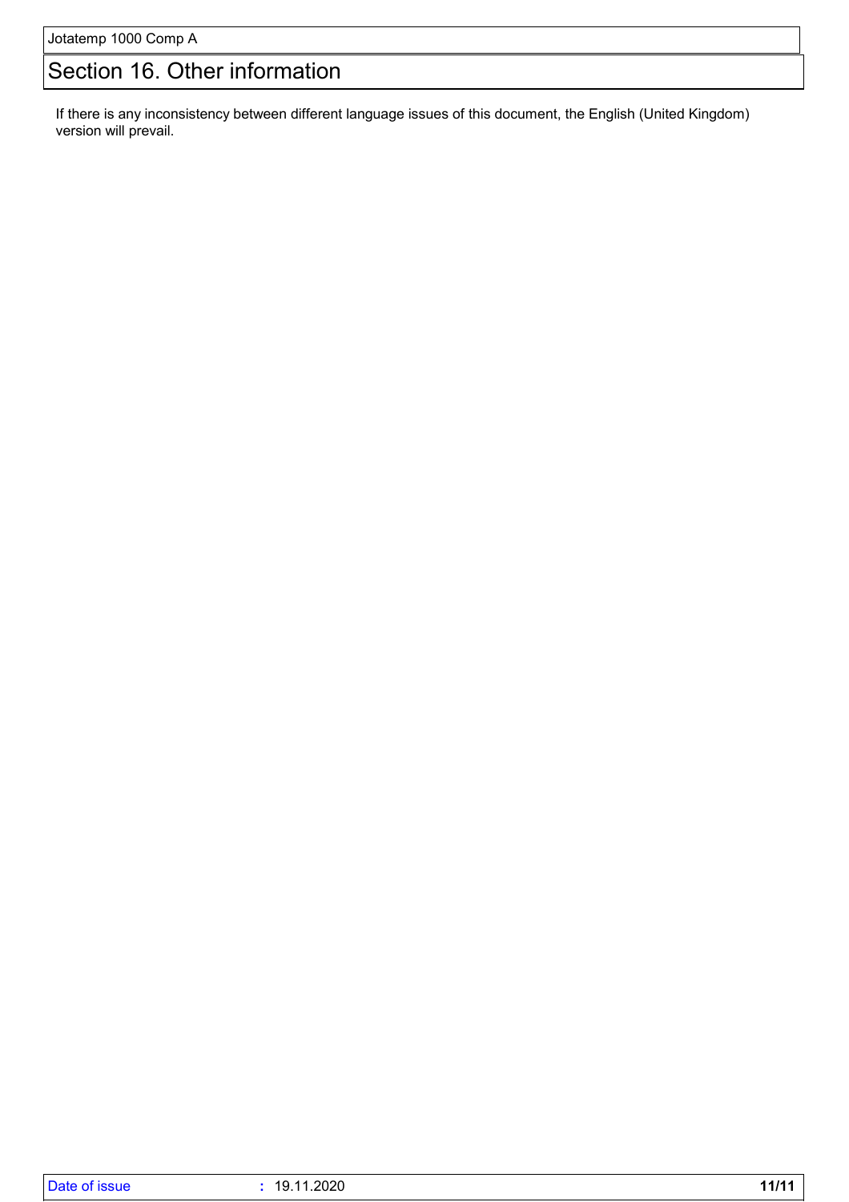## Section 16. Other information

If there is any inconsistency between different language issues of this document, the English (United Kingdom) version will prevail.